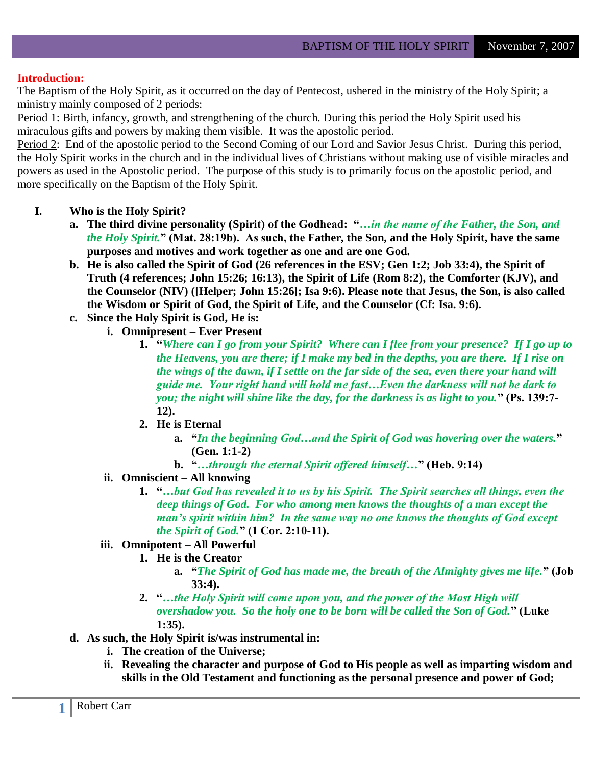**Introduction:**

The Baptism of the Holy Spirit, as it occurred on the day of Pentecost, ushered in the ministry of the Holy Spirit; a ministry mainly composed of 2 periods:

Period 1: Birth, infancy, growth, and strengthening of the church. During this period the Holy Spirit used his miraculous gifts and powers by making them visible. It was the apostolic period.

Period 2: End of the apostolic period to the Second Coming of our Lord and Savior Jesus Christ. During this period, the Holy Spirit works in the church and in the individual lives of Christians without making use of visible miracles and powers as used in the Apostolic period. The purpose of this study is to primarily focus on the apostolic period, and more specifically on the Baptism of the Holy Spirit.

I. **Who is the Holy Spirit?**
   a. **The third divine personality (Spirit) of the Godhead: "*…in the name of the Father, the Son, and the Holy Spirit.*" (Mat. 28:19b). As such, the Father, the Son, and the Holy Spirit, have the same purposes and motives and work together as one and are one God.**
   b. **He is also called the Spirit of God (26 references in the ESV; Gen 1:2; Job 33:4), the Spirit of Truth (4 references; John 15:26; 16:13), the Spirit of Life (Rom 8:2), the Comforter (KJV), and the Counselor (NIV) ([Helper; John 15:26]; Isa 9:6). Please note that Jesus, the Son, is also called the Wisdom or Spirit of God, the Spirit of Life, and the Counselor (Cf: Isa. 9:6).**
   c. **Since the Holy Spirit is God, He is:**
      i. **Omnipresent – Ever Present**
         1. **"*Where can I go from your Spirit? Where can I flee from your presence? If I go up to the Heavens, you are there; if I make my bed in the depths, you are there. If I rise on the wings of the dawn, if I settle on the far side of the sea, even there your hand will guide me. Your right hand will hold me fast…Even the darkness will not be dark to you; the night will shine like the day, for the darkness is as light to you.*" (Ps. 139:7-12).**
         2. **He is Eternal**
            a. **"*In the beginning God…and the Spirit of God was hovering over the waters.*" (Gen. 1:1-2)**
            b. **"*…through the eternal Spirit offered himself…*" (Heb. 9:14)**
      ii. **Omniscient – All knowing**
         1. **"*…but God has revealed it to us by his Spirit. The Spirit searches all things, even the deep things of God. For who among men knows the thoughts of a man except the man's spirit within him? In the same way no one knows the thoughts of God except the Spirit of God.*" (1 Cor. 2:10-11).**
      iii. **Omnipotent – All Powerful**
         1. **He is the Creator**
            a. **"*The Spirit of God has made me, the breath of the Almighty gives me life.*" (Job 33:4).**
         2. **"*…the Holy Spirit will come upon you, and the power of the Most High will overshadow you. So the holy one to be born will be called the Son of God.*" (Luke 1:35).**
   d. **As such, the Holy Spirit is/was instrumental in:**
      i. **The creation of the Universe;**
      ii. **Revealing the character and purpose of God to His people as well as imparting wisdom and skills in the Old Testament and functioning as the personal presence and power of God;**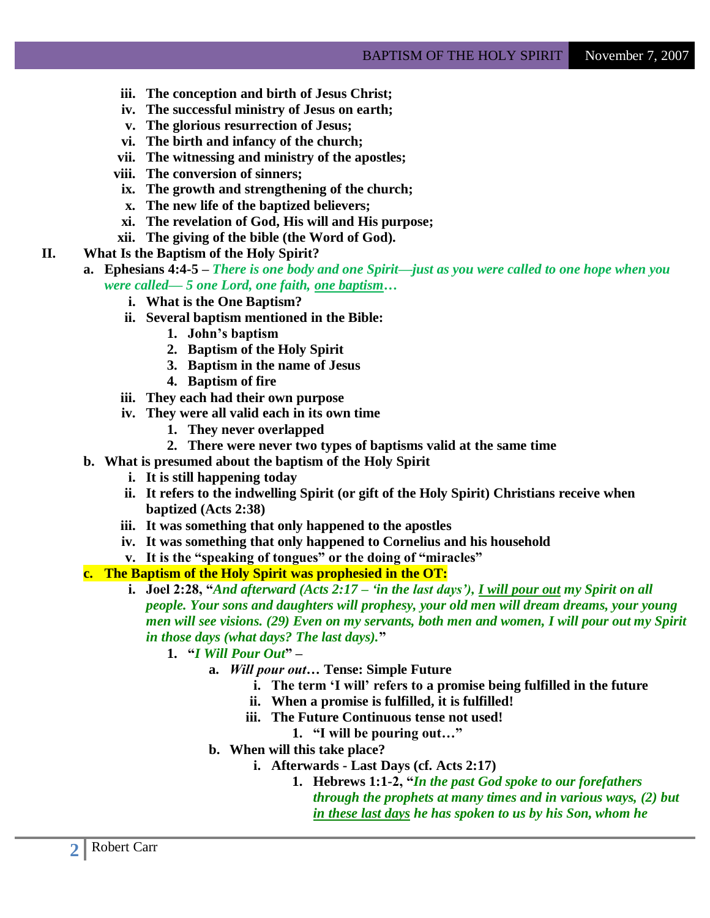- iii. **The conception and birth of Jesus Christ;**
- iv. **The successful ministry of Jesus on earth;**
- v. **The glorious resurrection of Jesus;**
- vi. **The birth and infancy of the church;**
- vii. **The witnessing and ministry of the apostles;**
- viii. **The conversion of sinners;**
- ix. **The growth and strengthening of the church;**
- x. **The new life of the baptized believers;**
- xi. **The revelation of God, His will and His purpose;**
- xii. **The giving of the bible (the Word of God).**

## II. What Is the Baptism of the Holy Spirit?

- a. **Ephesians 4:4-5 –** ***There is one body and one Spirit—just as you were called to one hope when you were called— 5 one Lord, one faith, <u>one baptism</u>…***
  - i. **What is the One Baptism?**
  - ii. **Several baptism mentioned in the Bible:**
    1. **John's baptism**
    2. **Baptism of the Holy Spirit**
    3. **Baptism in the name of Jesus**
    4. **Baptism of fire**
  - iii. **They each had their own purpose**
  - iv. **They were all valid each in its own time**
    1. **They never overlapped**
    2. **There were never two types of baptisms valid at the same time**
- b. **What is presumed about the baptism of the Holy Spirit**
  - i. **It is still happening today**
  - ii. **It refers to the indwelling Spirit (or gift of the Holy Spirit) Christians receive when baptized (Acts 2:38)**
  - iii. **It was something that only happened to the apostles**
  - iv. **It was something that only happened to Cornelius and his household**
  - v. **It is the "speaking of tongues" or the doing of "miracles"**
- c. **The Baptism of the Holy Spirit was prophesied in the OT:**
  - i. **Joel 2:28, "*And afterward (Acts 2:17 – 'in the last days'), <u>I will pour out</u> my Spirit on all people. Your sons and daughters will prophesy, your old men will dream dreams, your young men will see visions. (29) Even on my servants, both men and women, I will pour out my Spirit in those days (what days? The last days).*"**
    1. **"*I Will Pour Out*" –**
       - a. ***Will pour out*… Tense: Simple Future**
         - i. **The term 'I will' refers to a promise being fulfilled in the future**
         - ii. **When a promise is fulfilled, it is fulfilled!**
         - iii. **The Future Continuous tense not used!**
           1. **"I will be pouring out…"**
       - b. **When will this take place?**
         - i. **Afterwards - Last Days (cf. Acts 2:17)**
           1. **Hebrews 1:1-2, "*In the past God spoke to our forefathers through the prophets at many times and in various ways, (2) but <u>in these last days</u> he has spoken to us by his Son, whom he***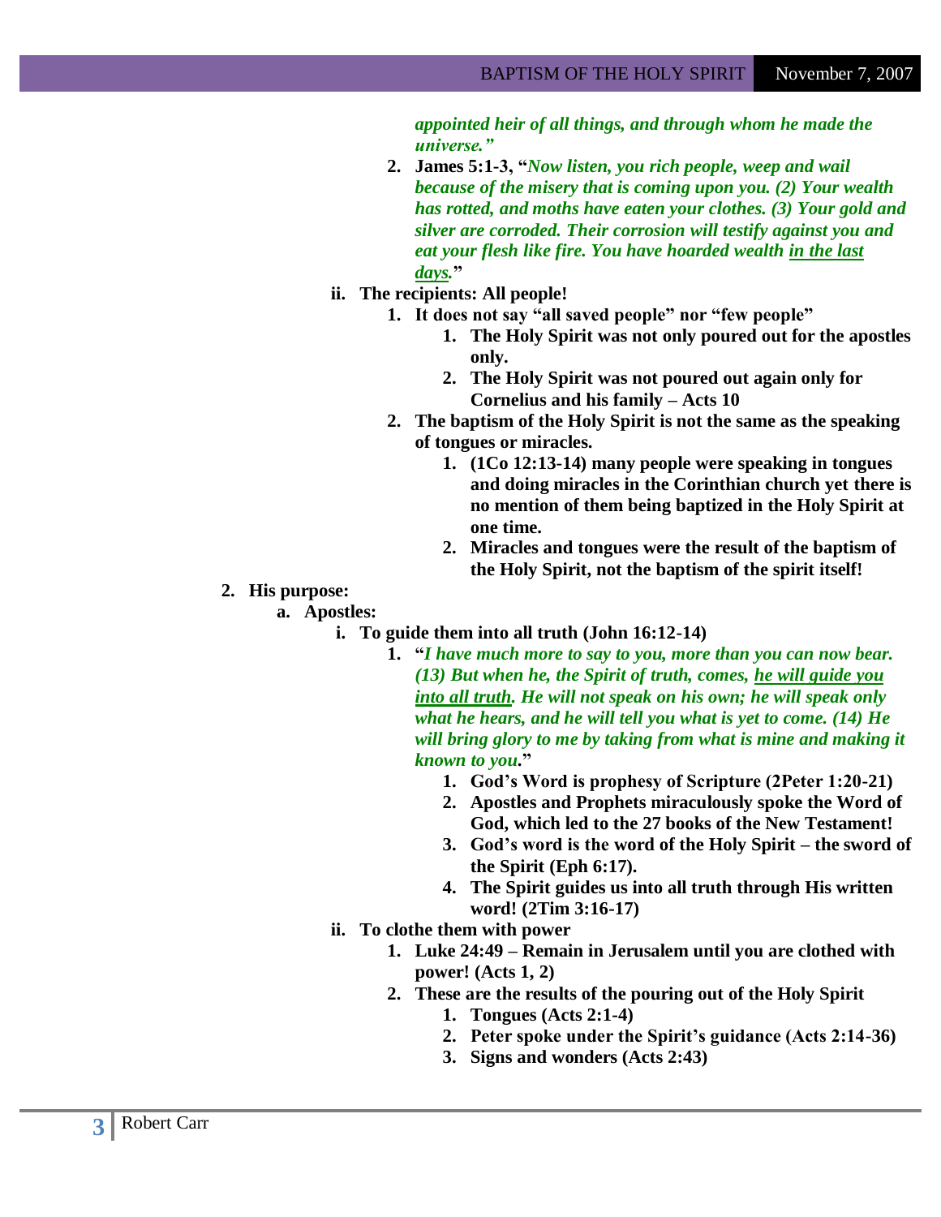*appointed heir of all things, and through whom he made the universe."*

2. **James 5:1-3, "*Now listen, you rich people, weep and wail because of the misery that is coming upon you. (2) Your wealth has rotted, and moths have eaten your clothes. (3) Your gold and silver are corroded. Their corrosion will testify against you and eat your flesh like fire. You have hoarded wealth <u>in the last days</u>.*"**

- ii. **The recipients: All people!**
   1. **It does not say "all saved people" nor "few people"**
      1. **The Holy Spirit was not only poured out for the apostles only.**
      2. **The Holy Spirit was not poured out again only for Cornelius and his family – Acts 10**
   2. **The baptism of the Holy Spirit is not the same as the speaking of tongues or miracles.**
      1. **(1Co 12:13-14) many people were speaking in tongues and doing miracles in the Corinthian church yet there is no mention of them being baptized in the Holy Spirit at one time.**
      2. **Miracles and tongues were the result of the baptism of the Holy Spirit, not the baptism of the spirit itself!**

2. **His purpose:**
   - a. **Apostles:**
      - i. **To guide them into all truth (John 16:12-14)**
         1. **"*I have much more to say to you, more than you can now bear. (13) But when he, the Spirit of truth, comes, <u>he will guide you into all truth</u>. He will not speak on his own; he will speak only what he hears, and he will tell you what is yet to come. (14) He will bring glory to me by taking from what is mine and making it known to you*."**
            1. **God's Word is prophesy of Scripture (2Peter 1:20-21)**
            2. **Apostles and Prophets miraculously spoke the Word of God, which led to the 27 books of the New Testament!**
            3. **God's word is the word of the Holy Spirit – the sword of the Spirit (Eph 6:17).**
            4. **The Spirit guides us into all truth through His written word! (2Tim 3:16-17)**
      - ii. **To clothe them with power**
         1. **Luke 24:49 – Remain in Jerusalem until you are clothed with power! (Acts 1, 2)**
         2. **These are the results of the pouring out of the Holy Spirit**
            1. **Tongues (Acts 2:1-4)**
            2. **Peter spoke under the Spirit's guidance (Acts 2:14-36)**
            3. **Signs and wonders (Acts 2:43)**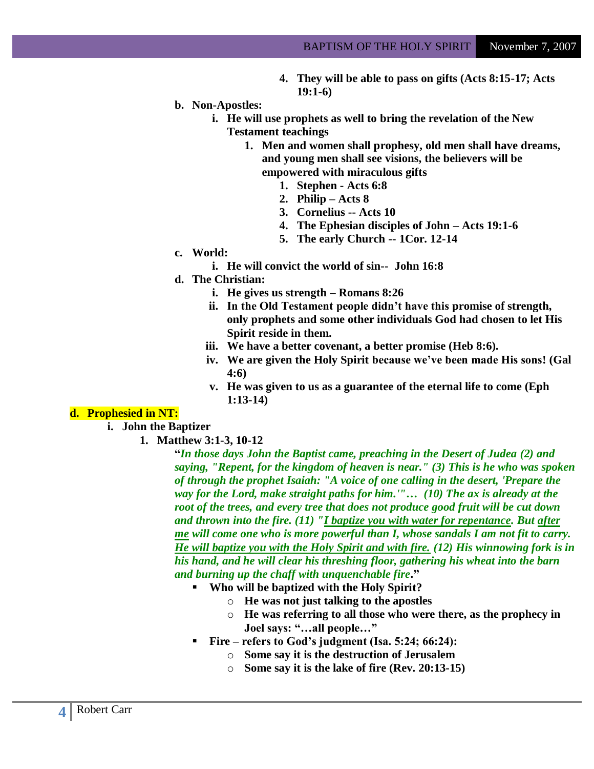4. **They will be able to pass on gifts (Acts 8:15-17; Acts 19:1-6)**

b. **Non-Apostles:**
   i. **He will use prophets as well to bring the revelation of the New Testament teachings**
      1. **Men and women shall prophesy, old men shall have dreams, and young men shall see visions, the believers will be empowered with miraculous gifts**
         1. **Stephen - Acts 6:8**
         2. **Philip – Acts 8**
         3. **Cornelius -- Acts 10**
         4. **The Ephesian disciples of John – Acts 19:1-6**
         5. **The early Church -- 1Cor. 12-14**

c. **World:**
   i. **He will convict the world of sin-- John 16:8**

d. **The Christian:**
   i. **He gives us strength – Romans 8:26**
   ii. **In the Old Testament people didn't have this promise of strength, only prophets and some other individuals God had chosen to let His Spirit reside in them.**
   iii. **We have a better covenant, a better promise (Heb 8:6).**
   iv. **We are given the Holy Spirit because we've been made His sons! (Gal 4:6)**
   v. **He was given to us as a guarantee of the eternal life to come (Eph 1:13-14)**

**d. Prophesied in NT:**

i. **John the Baptizer**

1. **Matthew 3:1-3, 10-12**

**"*In those days John the Baptist came, preaching in the Desert of Judea (2) and saying, "Repent, for the kingdom of heaven is near." (3) This is he who was spoken of through the prophet Isaiah: "A voice of one calling in the desert, 'Prepare the way for the Lord, make straight paths for him.'"… (10) The ax is already at the root of the trees, and every tree that does not produce good fruit will be cut down and thrown into the fire. (11) "<u>I baptize you with water for repentance</u>. But <u>after me</u> will come one who is more powerful than I, whose sandals I am not fit to carry. <u>He will baptize you with the Holy Spirit and with fire.</u> (12) His winnowing fork is in his hand, and he will clear his threshing floor, gathering his wheat into the barn and burning up the chaff with unquenchable fire*."**

- **Who will be baptized with the Holy Spirit?**
  - **He was not just talking to the apostles**
  - **He was referring to all those who were there, as the prophecy in Joel says: "…all people…"**
- **Fire – refers to God's judgment (Isa. 5:24; 66:24):**
  - **Some say it is the destruction of Jerusalem**
  - **Some say it is the lake of fire (Rev. 20:13-15)**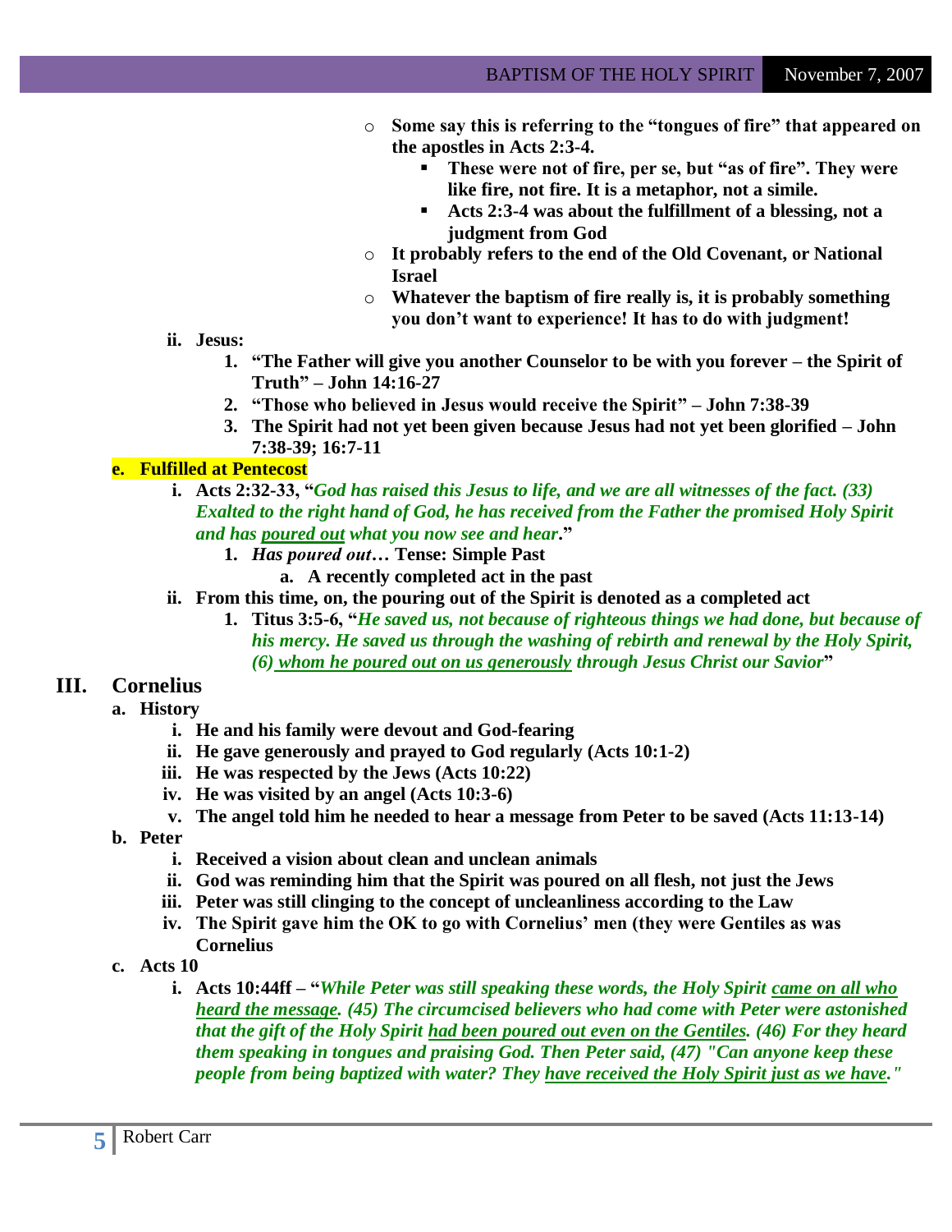- Some say this is referring to the "tongues of fire" that appeared on the apostles in Acts 2:3-4.
    - These were not of fire, per se, but "as of fire". They were like fire, not fire. It is a metaphor, not a simile.
    - Acts 2:3-4 was about the fulfillment of a blessing, not a judgment from God
- It probably refers to the end of the Old Covenant, or National Israel
- Whatever the baptism of fire really is, it is probably something you don't want to experience! It has to do with judgment!

**ii. Jesus:**

1. "The Father will give you another Counselor to be with you forever – the Spirit of Truth" – John 14:16-27
2. "Those who believed in Jesus would receive the Spirit" – John 7:38-39
3. The Spirit had not yet been given because Jesus had not yet been glorified – John 7:38-39; 16:7-11

**e. Fulfilled at Pentecost**

**i. Acts 2:32-33,** "*God has raised this Jesus to life, and we are all witnesses of the fact. (33) Exalted to the right hand of God, he has received from the Father the promised Holy Spirit and has poured out what you now see and hear*."

1. *Has poured out*… Tense: Simple Past
    a. A recently completed act in the past

**ii. From this time, on, the pouring out of the Spirit is denoted as a completed act**

1. Titus 3:5-6, "*He saved us, not because of righteous things we had done, but because of his mercy. He saved us through the washing of rebirth and renewal by the Holy Spirit, (6) whom he poured out on us generously through Jesus Christ our Savior*"

## III. Cornelius

**a. History**

- i. He and his family were devout and God-fearing
- ii. He gave generously and prayed to God regularly (Acts 10:1-2)
- iii. He was respected by the Jews (Acts 10:22)
- iv. He was visited by an angel (Acts 10:3-6)
- v. The angel told him he needed to hear a message from Peter to be saved (Acts 11:13-14)

**b. Peter**

- i. Received a vision about clean and unclean animals
- ii. God was reminding him that the Spirit was poured on all flesh, not just the Jews
- iii. Peter was still clinging to the concept of uncleanliness according to the Law
- iv. The Spirit gave him the OK to go with Cornelius' men (they were Gentiles as was Cornelius

**c. Acts 10**

**i. Acts 10:44ff –** "*While Peter was still speaking these words, the Holy Spirit came on all who heard the message. (45) The circumcised believers who had come with Peter were astonished that the gift of the Holy Spirit had been poured out even on the Gentiles. (46) For they heard them speaking in tongues and praising God. Then Peter said, (47) "Can anyone keep these people from being baptized with water? They have received the Holy Spirit just as we have."*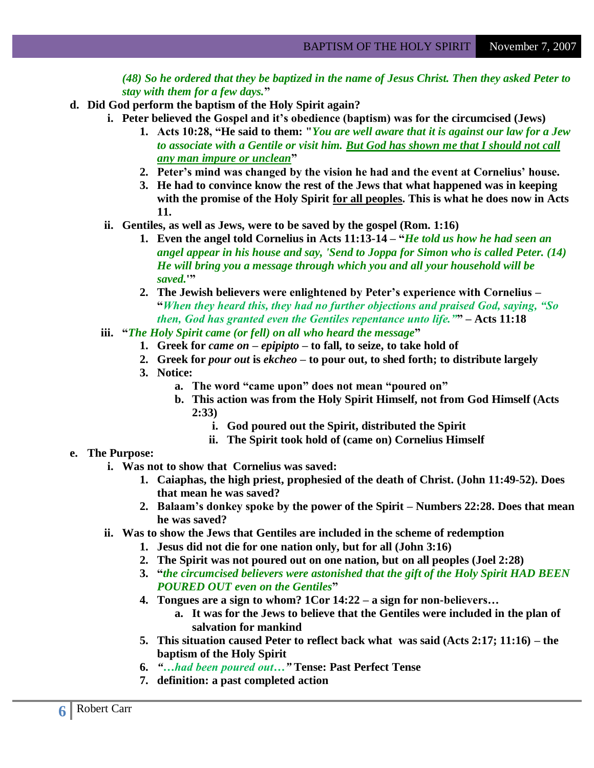*(48) So he ordered that they be baptized in the name of Jesus Christ. Then they asked Peter to stay with them for a few days.*"

d. **Did God perform the baptism of the Holy Spirit again?**
   i. **Peter believed the Gospel and it's obedience (baptism) was for the circumcised (Jews)**
      1. **Acts 10:28, "He said to them: "*You are well aware that it is against our law for a Jew to associate with a Gentile or visit him. <u>But God has shown me that I should not call any man impure or unclean</u>*"**
      2. **Peter's mind was changed by the vision he had and the event at Cornelius' house.**
      3. **He had to convince know the rest of the Jews that what happened was in keeping with the promise of the Holy Spirit <u>for all peoples</u>. This is what he does now in Acts 11.**
   ii. **Gentiles, as well as Jews, were to be saved by the gospel (Rom. 1:16)**
      1. **Even the angel told Cornelius in Acts 11:13-14 – "*He told us how he had seen an angel appear in his house and say, 'Send to Joppa for Simon who is called Peter. (14) He will bring you a message through which you and all your household will be saved.'*"**
      2. **The Jewish believers were enlightened by Peter's experience with Cornelius – "*When they heard this, they had no further objections and praised God, saying, "So then, God has granted even the Gentiles repentance unto life.""* – Acts 11:18**
   iii. **"*The Holy Spirit came (or fell) on all who heard the message*"**
      1. **Greek for *came on* – *epipipto* – to fall, to seize, to take hold of**
      2. **Greek for *pour out* is *ekcheo* – to pour out, to shed forth; to distribute largely**
      3. **Notice:**
         a. **The word "came upon" does not mean "poured on"**
         b. **This action was from the Holy Spirit Himself, not from God Himself (Acts 2:33)**
            i. **God poured out the Spirit, distributed the Spirit**
            ii. **The Spirit took hold of (came on) Cornelius Himself**

e. **The Purpose:**
   i. **Was not to show that Cornelius was saved:**
      1. **Caiaphas, the high priest, prophesied of the death of Christ. (John 11:49-52). Does that mean he was saved?**
      2. **Balaam's donkey spoke by the power of the Spirit – Numbers 22:28. Does that mean he was saved?**
   ii. **Was to show the Jews that Gentiles are included in the scheme of redemption**
      1. **Jesus did not die for one nation only, but for all (John 3:16)**
      2. **The Spirit was not poured out on one nation, but on all peoples (Joel 2:28)**
      3. **"*the circumcised believers were astonished that the gift of the Holy Spirit HAD BEEN POURED OUT even on the Gentiles*"**
      4. **Tongues are a sign to whom? 1Cor 14:22 – a sign for non-believers…**
         a. **It was for the Jews to believe that the Gentiles were included in the plan of salvation for mankind**
      5. **This situation caused Peter to reflect back what was said (Acts 2:17; 11:16) – the baptism of the Holy Spirit**
      6. ***"…had been poured out…"* Tense: Past Perfect Tense**
      7. **definition: a past completed action**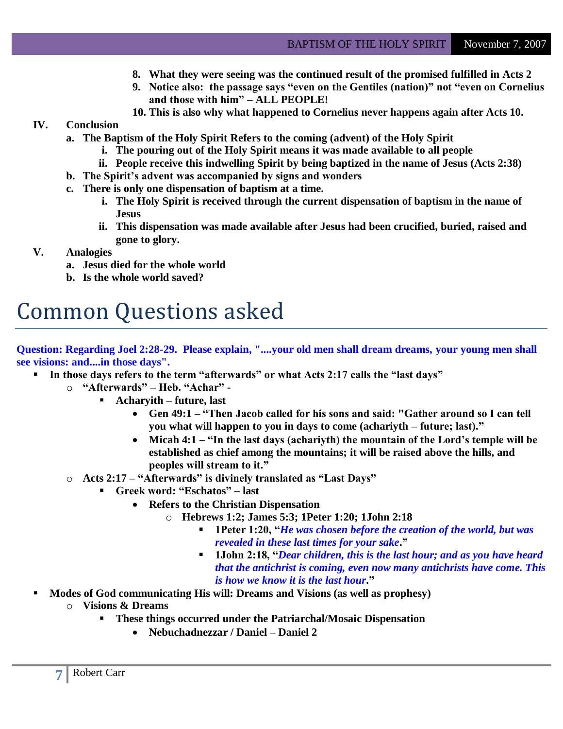8. **What they were seeing was the continued result of the promised fulfilled in Acts 2**
9. **Notice also: the passage says "even on the Gentiles (nation)" not "even on Cornelius and those with him" – ALL PEOPLE!**
10. **This is also why what happened to Cornelius never happens again after Acts 10.**

**IV. Conclusion**

- a. **The Baptism of the Holy Spirit Refers to the coming (advent) of the Holy Spirit**
  - i. **The pouring out of the Holy Spirit means it was made available to all people**
  - ii. **People receive this indwelling Spirit by being baptized in the name of Jesus (Acts 2:38)**
- b. **The Spirit's advent was accompanied by signs and wonders**
- c. **There is only one dispensation of baptism at a time.**
  - i. **The Holy Spirit is received through the current dispensation of baptism in the name of Jesus**
  - ii. **This dispensation was made available after Jesus had been crucified, buried, raised and gone to glory.**

**V. Analogies**

- a. **Jesus died for the whole world**
- b. **Is the whole world saved?**

# Common Questions asked

**Question: Regarding Joel 2:28-29. Please explain, "....your old men shall dream dreams, your young men shall see visions: and....in those days".**

- **In those days refers to the term "afterwards" or what Acts 2:17 calls the "last days"**
  - **"Afterwards" – Heb. "Achar" -**
    - **Achariyth – future, last**
      - **Gen 49:1 – "Then Jacob called for his sons and said: "Gather around so I can tell you what will happen to you in days to come (achariyth – future; last)."**
      - **Micah 4:1 – "In the last days (achariyth) the mountain of the Lord's temple will be established as chief among the mountains; it will be raised above the hills, and peoples will stream to it."**
  - **Acts 2:17 – "Afterwards" is divinely translated as "Last Days"**
    - **Greek word: "Eschatos" – last**
      - **Refers to the Christian Dispensation**
        - **Hebrews 1:2; James 5:3; 1Peter 1:20; 1John 2:18**
          - **1Peter 1:20, "*He was chosen before the creation of the world, but was revealed in these last times for your sake*."**
          - **1John 2:18, "*Dear children, this is the last hour; and as you have heard that the antichrist is coming, even now many antichrists have come. This is how we know it is the last hour*."**
- **Modes of God communicating His will: Dreams and Visions (as well as prophesy)**
  - **Visions & Dreams**
    - **These things occurred under the Patriarchal/Mosaic Dispensation**
      - **Nebuchadnezzar / Daniel – Daniel 2**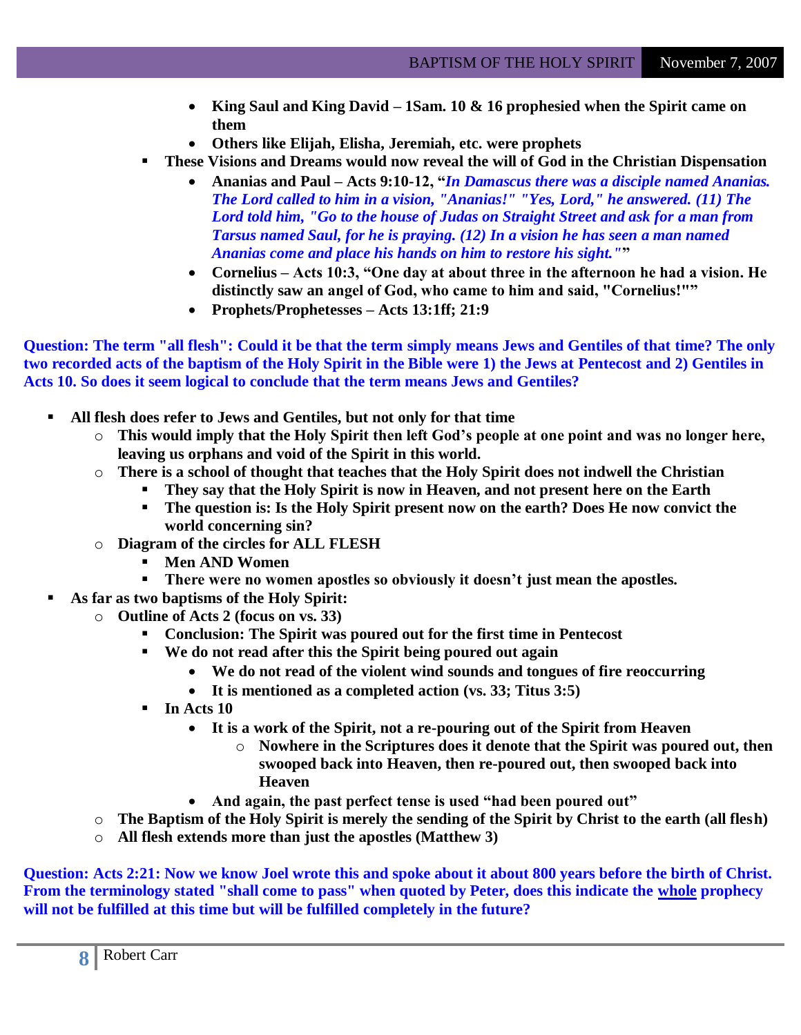- **King Saul and King David – 1Sam. 10 & 16 prophesied when the Spirit came on them**
- **Others like Elijah, Elisha, Jeremiah, etc. were prophets**

- **These Visions and Dreams would now reveal the will of God in the Christian Dispensation**
  - **Ananias and Paul – Acts 9:10-12, "*In Damascus there was a disciple named Ananias. The Lord called to him in a vision, "Ananias!" "Yes, Lord," he answered. (11) The Lord told him, "Go to the house of Judas on Straight Street and ask for a man from Tarsus named Saul, for he is praying. (12) In a vision he has seen a man named Ananias come and place his hands on him to restore his sight."*"**
  - **Cornelius – Acts 10:3, "One day at about three in the afternoon he had a vision. He distinctly saw an angel of God, who came to him and said, "Cornelius!""**
  - **Prophets/Prophetesses – Acts 13:1ff; 21:9**

**Question: The term "all flesh": Could it be that the term simply means Jews and Gentiles of that time? The only two recorded acts of the baptism of the Holy Spirit in the Bible were 1) the Jews at Pentecost and 2) Gentiles in Acts 10. So does it seem logical to conclude that the term means Jews and Gentiles?**

- **All flesh does refer to Jews and Gentiles, but not only for that time**
  - **This would imply that the Holy Spirit then left God's people at one point and was no longer here, leaving us orphans and void of the Spirit in this world.**
  - **There is a school of thought that teaches that the Holy Spirit does not indwell the Christian**
    - **They say that the Holy Spirit is now in Heaven, and not present here on the Earth**
    - **The question is: Is the Holy Spirit present now on the earth? Does He now convict the world concerning sin?**
  - **Diagram of the circles for ALL FLESH**
    - **Men AND Women**
    - **There were no women apostles so obviously it doesn't just mean the apostles.**
- **As far as two baptisms of the Holy Spirit:**
  - **Outline of Acts 2 (focus on vs. 33)**
    - **Conclusion: The Spirit was poured out for the first time in Pentecost**
    - **We do not read after this the Spirit being poured out again**
      - **We do not read of the violent wind sounds and tongues of fire reoccurring**
      - **It is mentioned as a completed action (vs. 33; Titus 3:5)**
    - **In Acts 10**
      - **It is a work of the Spirit, not a re-pouring out of the Spirit from Heaven**
        - **Nowhere in the Scriptures does it denote that the Spirit was poured out, then swooped back into Heaven, then re-poured out, then swooped back into Heaven**
      - **And again, the past perfect tense is used "had been poured out"**
  - **The Baptism of the Holy Spirit is merely the sending of the Spirit by Christ to the earth (all flesh)**
  - **All flesh extends more than just the apostles (Matthew 3)**

**Question: Acts 2:21: Now we know Joel wrote this and spoke about it about 800 years before the birth of Christ. From the terminology stated "shall come to pass" when quoted by Peter, does this indicate the <u>whole</u> prophecy will not be fulfilled at this time but will be fulfilled completely in the future?**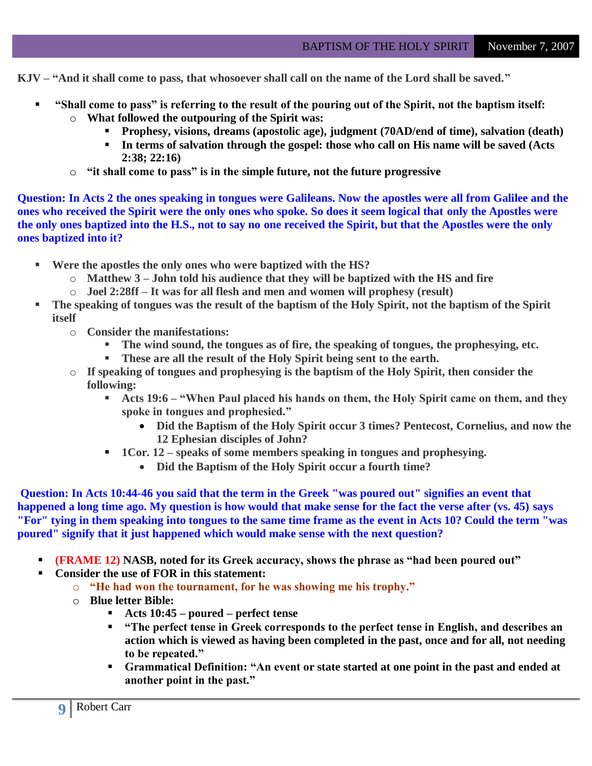**KJV – "And it shall come to pass, that whosoever shall call on the name of the Lord shall be saved."**

- **"Shall come to pass" is referring to the result of the pouring out of the Spirit, not the baptism itself:**
  - **What followed the outpouring of the Spirit was:**
    - **Prophesy, visions, dreams (apostolic age), judgment (70AD/end of time), salvation (death)**
    - **In terms of salvation through the gospel: those who call on His name will be saved (Acts 2:38; 22:16)**
  - **"it shall come to pass" is in the simple future, not the future progressive**

**Question: In Acts 2 the ones speaking in tongues were Galileans. Now the apostles were all from Galilee and the ones who received the Spirit were the only ones who spoke. So does it seem logical that only the Apostles were the only ones baptized into the H.S., not to say no one received the Spirit, but that the Apostles were the only ones baptized into it?**

- **Were the apostles the only ones who were baptized with the HS?**
  - **Matthew 3 – John told his audience that they will be baptized with the HS and fire**
  - **Joel 2:28ff – It was for all flesh and men and women will prophesy (result)**
- **The speaking of tongues was the result of the baptism of the Holy Spirit, not the baptism of the Spirit itself**
  - **Consider the manifestations:**
    - **The wind sound, the tongues as of fire, the speaking of tongues, the prophesying, etc.**
    - **These are all the result of the Holy Spirit being sent to the earth.**
  - **If speaking of tongues and prophesying is the baptism of the Holy Spirit, then consider the following:**
    - **Acts 19:6 – "When Paul placed his hands on them, the Holy Spirit came on them, and they spoke in tongues and prophesied."**
      - **Did the Baptism of the Holy Spirit occur 3 times? Pentecost, Cornelius, and now the 12 Ephesian disciples of John?**
    - **1Cor. 12 – speaks of some members speaking in tongues and prophesying.**
      - **Did the Baptism of the Holy Spirit occur a fourth time?**

**Question: In Acts 10:44-46 you said that the term in the Greek "was poured out" signifies an event that happened a long time ago. My question is how would that make sense for the fact the verse after (vs. 45) says "For" tying in them speaking into tongues to the same time frame as the event in Acts 10? Could the term "was poured" signify that it just happened which would make sense with the next question?**

- **(FRAME 12) NASB, noted for its Greek accuracy, shows the phrase as "had been poured out"**
- **Consider the use of FOR in this statement:**
  - **"He had won the tournament, for he was showing me his trophy."**
  - **Blue letter Bible:**
    - **Acts 10:45 – poured – perfect tense**
    - **"The perfect tense in Greek corresponds to the perfect tense in English, and describes an action which is viewed as having been completed in the past, once and for all, not needing to be repeated."**
    - **Grammatical Definition: "An event or state started at one point in the past and ended at another point in the past."**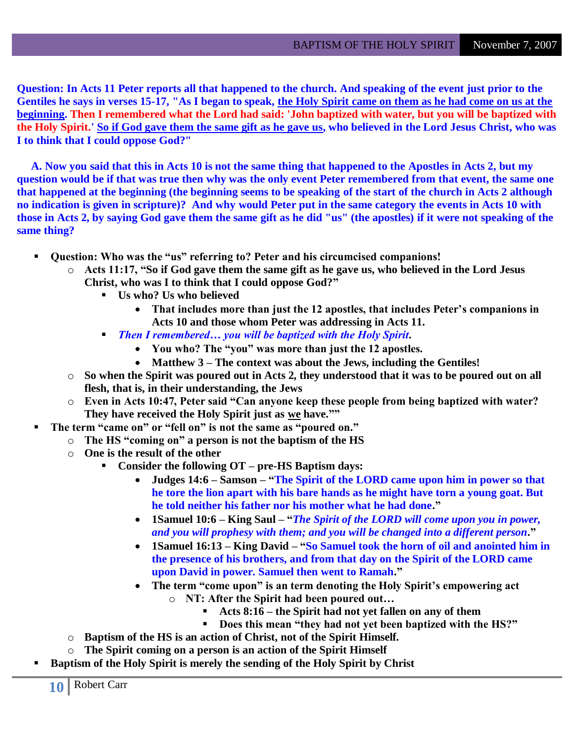**Question: In Acts 11 Peter reports all that happened to the church. And speaking of the event just prior to the Gentiles he says in verses 15-17, "As I began to speak, the Holy Spirit came on them as he had come on us at the beginning. Then I remembered what the Lord had said: 'John baptized with water, but you will be baptized with the Holy Spirit.' So if God gave them the same gift as he gave us, who believed in the Lord Jesus Christ, who was I to think that I could oppose God?"**

**A. Now you said that this in Acts 10 is not the same thing that happened to the Apostles in Acts 2, but my question would be if that was true then why was the only event Peter remembered from that event, the same one that happened at the beginning (the beginning seems to be speaking of the start of the church in Acts 2 although no indication is given in scripture)? And why would Peter put in the same category the events in Acts 10 with those in Acts 2, by saying God gave them the same gift as he did "us" (the apostles) if it were not speaking of the same thing?**

- **Question: Who was the "us" referring to? Peter and his circumcised companions!**
  - **Acts 11:17, "So if God gave them the same gift as he gave us, who believed in the Lord Jesus Christ, who was I to think that I could oppose God?"**
    - **Us who? Us who believed**
      - **That includes more than just the 12 apostles, that includes Peter's companions in Acts 10 and those whom Peter was addressing in Acts 11.**
    - ***Then I remembered… you will be baptized with the Holy Spirit.***
      - **You who? The "you" was more than just the 12 apostles.**
      - **Matthew 3 – The context was about the Jews, including the Gentiles!**
  - **So when the Spirit was poured out in Acts 2, they understood that it was to be poured out on all flesh, that is, in their understanding, the Jews**
  - **Even in Acts 10:47, Peter said "Can anyone keep these people from being baptized with water? They have received the Holy Spirit just as we have.""**
- **The term "came on" or "fell on" is not the same as "poured on."**
  - **The HS "coming on" a person is not the baptism of the HS**
  - **One is the result of the other**
    - **Consider the following OT – pre-HS Baptism days:**
      - **Judges 14:6 – Samson – "The Spirit of the LORD came upon him in power so that he tore the lion apart with his bare hands as he might have torn a young goat. But he told neither his father nor his mother what he had done."**
      - **1Samuel 10:6 – King Saul – "*The Spirit of the LORD will come upon you in power, and you will prophesy with them; and you will be changed into a different person*."**
      - **1Samuel 16:13 – King David – "So Samuel took the horn of oil and anointed him in the presence of his brothers, and from that day on the Spirit of the LORD came upon David in power. Samuel then went to Ramah."**
      - **The term "come upon" is an term denoting the Holy Spirit's empowering act**
        - **NT: After the Spirit had been poured out…**
          - **Acts 8:16 – the Spirit had not yet fallen on any of them**
          - **Does this mean "they had not yet been baptized with the HS?"**
  - **Baptism of the HS is an action of Christ, not of the Spirit Himself.**
  - **The Spirit coming on a person is an action of the Spirit Himself**
- **Baptism of the Holy Spirit is merely the sending of the Holy Spirit by Christ**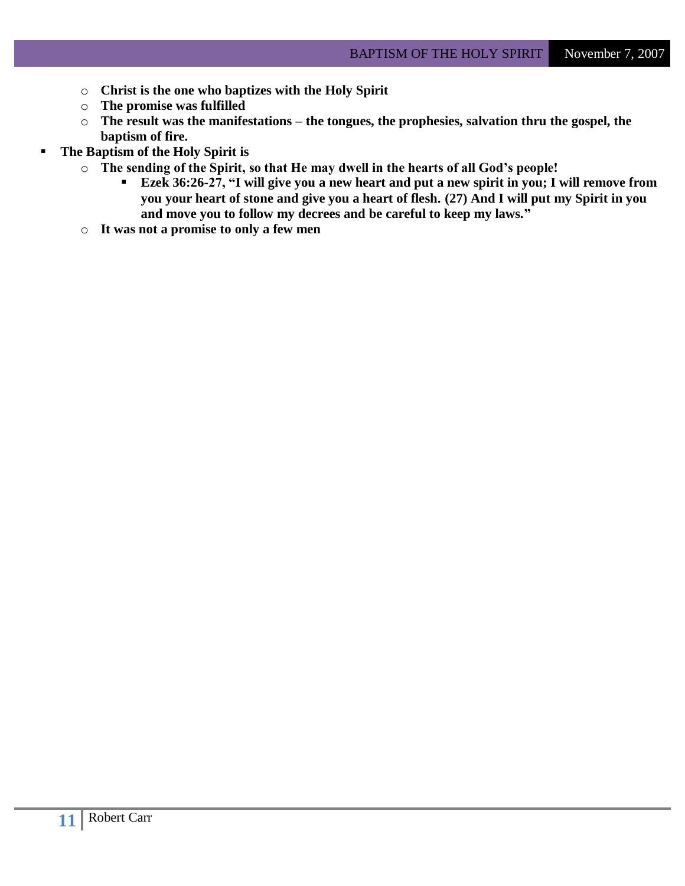- **Christ is the one who baptizes with the Holy Spirit**
    - **The promise was fulfilled**
    - **The result was the manifestations – the tongues, the prophesies, salvation thru the gospel, the baptism of fire.**
- **The Baptism of the Holy Spirit is**
    - **The sending of the Spirit, so that He may dwell in the hearts of all God's people!**
        - **Ezek 36:26-27, "I will give you a new heart and put a new spirit in you; I will remove from you your heart of stone and give you a heart of flesh. (27) And I will put my Spirit in you and move you to follow my decrees and be careful to keep my laws."**
    - **It was not a promise to only a few men**